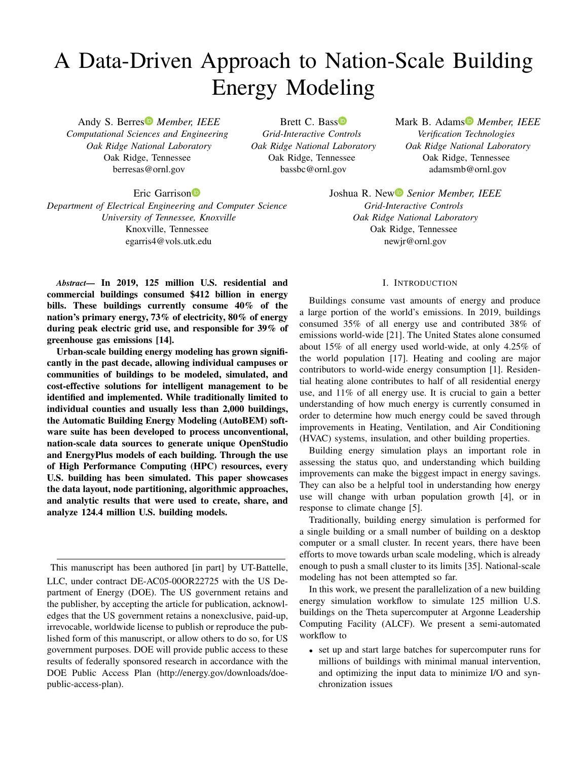# A Data-Driven Approach to Nation-Scale Building Energy Modeling

Andy S. Berres *Member, IEEE*
*Computational Sciences and Engineering*
*Oak Ridge National Laboratory*
Oak Ridge, Tennessee
berresas@ornl.gov

Brett C. Bass
*Grid-Interactive Controls*
*Oak Ridge National Laboratory*
Oak Ridge, Tennessee
bassbc@ornl.gov

Mark B. Adams *Member, IEEE*
*Verification Technologies*
*Oak Ridge National Laboratory*
Oak Ridge, Tennessee
adamsmb@ornl.gov

Eric Garrison
*Department of Electrical Engineering and Computer Science*
*University of Tennessee, Knoxville*
Knoxville, Tennessee
egarris4@vols.utk.edu

Joshua R. New *Senior Member, IEEE*
*Grid-Interactive Controls*
*Oak Ridge National Laboratory*
Oak Ridge, Tennessee
newjr@ornl.gov

***Abstract*— In 2019, 125 million U.S. residential and commercial buildings consumed $412 billion in energy bills. These buildings currently consume 40% of the nation's primary energy, 73% of electricity, 80% of energy during peak electric grid use, and responsible for 39% of greenhouse gas emissions [14].**

**Urban-scale building energy modeling has grown significantly in the past decade, allowing individual campuses or communities of buildings to be modeled, simulated, and cost-effective solutions for intelligent management to be identified and implemented. While traditionally limited to individual counties and usually less than 2,000 buildings, the Automatic Building Energy Modeling (AutoBEM) software suite has been developed to process unconventional, nation-scale data sources to generate unique OpenStudio and EnergyPlus models of each building. Through the use of High Performance Computing (HPC) resources, every U.S. building has been simulated. This paper showcases the data layout, node partitioning, algorithmic approaches, and analytic results that were used to create, share, and analyze 124.4 million U.S. building models.**

This manuscript has been authored [in part] by UT-Battelle, LLC, under contract DE-AC05-00OR22725 with the US Department of Energy (DOE). The US government retains and the publisher, by accepting the article for publication, acknowledges that the US government retains a nonexclusive, paid-up, irrevocable, worldwide license to publish or reproduce the published form of this manuscript, or allow others to do so, for US government purposes. DOE will provide public access to these results of federally sponsored research in accordance with the DOE Public Access Plan (http://energy.gov/downloads/doe-public-access-plan).

## I. Introduction

Buildings consume vast amounts of energy and produce a large portion of the world's emissions. In 2019, buildings consumed 35% of all energy use and contributed 38% of emissions world-wide [21]. The United States alone consumed about 15% of all energy used world-wide, at only 4.25% of the world population [17]. Heating and cooling are major contributors to world-wide energy consumption [1]. Residential heating alone contributes to half of all residential energy use, and 11% of all energy use. It is crucial to gain a better understanding of how much energy is currently consumed in order to determine how much energy could be saved through improvements in Heating, Ventilation, and Air Conditioning (HVAC) systems, insulation, and other building properties.

Building energy simulation plays an important role in assessing the status quo, and understanding which building improvements can make the biggest impact in energy savings. They can also be a helpful tool in understanding how energy use will change with urban population growth [4], or in response to climate change [5].

Traditionally, building energy simulation is performed for a single building or a small number of building on a desktop computer or a small cluster. In recent years, there have been efforts to move towards urban scale modeling, which is already enough to push a small cluster to its limits [35]. National-scale modeling has not been attempted so far.

In this work, we present the parallelization of a new building energy simulation workflow to simulate 125 million U.S. buildings on the Theta supercomputer at Argonne Leadership Computing Facility (ALCF). We present a semi-automated workflow to

- set up and start large batches for supercomputer runs for millions of buildings with minimal manual intervention, and optimizing the input data to minimize I/O and synchronization issues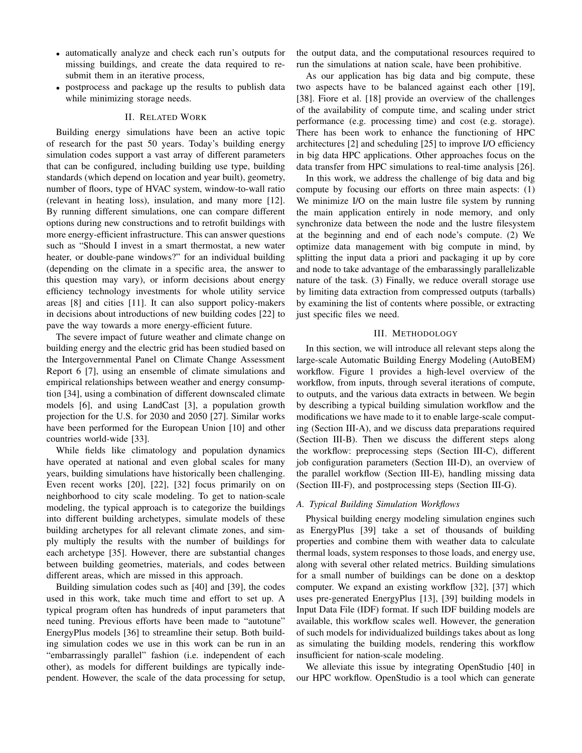- automatically analyze and check each run's outputs for missing buildings, and create the data required to resubmit them in an iterative process,
- postprocess and package up the results to publish data while minimizing storage needs.

## II. Related Work

Building energy simulations have been an active topic of research for the past 50 years. Today's building energy simulation codes support a vast array of different parameters that can be configured, including building use type, building standards (which depend on location and year built), geometry, number of floors, type of HVAC system, window-to-wall ratio (relevant in heating loss), insulation, and many more [12]. By running different simulations, one can compare different options during new constructions and to retrofit buildings with more energy-efficient infrastructure. This can answer questions such as "Should I invest in a smart thermostat, a new water heater, or double-pane windows?" for an individual building (depending on the climate in a specific area, the answer to this question may vary), or inform decisions about energy efficiency technology investments for whole utility service areas [8] and cities [11]. It can also support policy-makers in decisions about introductions of new building codes [22] to pave the way towards a more energy-efficient future.

The severe impact of future weather and climate change on building energy and the electric grid has been studied based on the Intergovernmental Panel on Climate Change Assessment Report 6 [7], using an ensemble of climate simulations and empirical relationships between weather and energy consumption [34], using a combination of different downscaled climate models [6], and using LandCast [3], a population growth projection for the U.S. for 2030 and 2050 [27]. Similar works have been performed for the European Union [10] and other countries world-wide [33].

While fields like climatology and population dynamics have operated at national and even global scales for many years, building simulations have historically been challenging. Even recent works [20], [22], [32] focus primarily on on neighborhood to city scale modeling. To get to nation-scale modeling, the typical approach is to categorize the buildings into different building archetypes, simulate models of these building archetypes for all relevant climate zones, and simply multiply the results with the number of buildings for each archetype [35]. However, there are substantial changes between building geometries, materials, and codes between different areas, which are missed in this approach.

Building simulation codes such as [40] and [39], the codes used in this work, take much time and effort to set up. A typical program often has hundreds of input parameters that need tuning. Previous efforts have been made to "autotune" EnergyPlus models [36] to streamline their setup. Both building simulation codes we use in this work can be run in an "embarrassingly parallel" fashion (i.e. independent of each other), as models for different buildings are typically independent. However, the scale of the data processing for setup, the output data, and the computational resources required to run the simulations at nation scale, have been prohibitive.

As our application has big data and big compute, these two aspects have to be balanced against each other [19], [38]. Fiore et al. [18] provide an overview of the challenges of the availability of compute time, and scaling under strict performance (e.g. processing time) and cost (e.g. storage). There has been work to enhance the functioning of HPC architectures [2] and scheduling [25] to improve I/O efficiency in big data HPC applications. Other approaches focus on the data transfer from HPC simulations to real-time analysis [26].

In this work, we address the challenge of big data and big compute by focusing our efforts on three main aspects: (1) We minimize I/O on the main lustre file system by running the main application entirely in node memory, and only synchronize data between the node and the lustre filesystem at the beginning and end of each node's compute. (2) We optimize data management with big compute in mind, by splitting the input data a priori and packaging it up by core and node to take advantage of the embarrassingly parallelizable nature of the task. (3) Finally, we reduce overall storage use by limiting data extraction from compressed outputs (tarballs) by examining the list of contents where possible, or extracting just specific files we need.

## III. Methodology

In this section, we will introduce all relevant steps along the large-scale Automatic Building Energy Modeling (AutoBEM) workflow. Figure 1 provides a high-level overview of the workflow, from inputs, through several iterations of compute, to outputs, and the various data extracts in between. We begin by describing a typical building simulation workflow and the modifications we have made to it to enable large-scale computing (Section III-A), and we discuss data preparations required (Section III-B). Then we discuss the different steps along the workflow: preprocessing steps (Section III-C), different job configuration parameters (Section III-D), an overview of the parallel workflow (Section III-E), handling missing data (Section III-F), and postprocessing steps (Section III-G).

### A. Typical Building Simulation Workflows

Physical building energy modeling simulation engines such as EnergyPlus [39] take a set of thousands of building properties and combine them with weather data to calculate thermal loads, system responses to those loads, and energy use, along with several other related metrics. Building simulations for a small number of buildings can be done on a desktop computer. We expand an existing workflow [32], [37] which uses pre-generated EnergyPlus [13], [39] building models in Input Data File (IDF) format. If such IDF building models are available, this workflow scales well. However, the generation of such models for individualized buildings takes about as long as simulating the building models, rendering this workflow insufficient for nation-scale modeling.

We alleviate this issue by integrating OpenStudio [40] in our HPC workflow. OpenStudio is a tool which can generate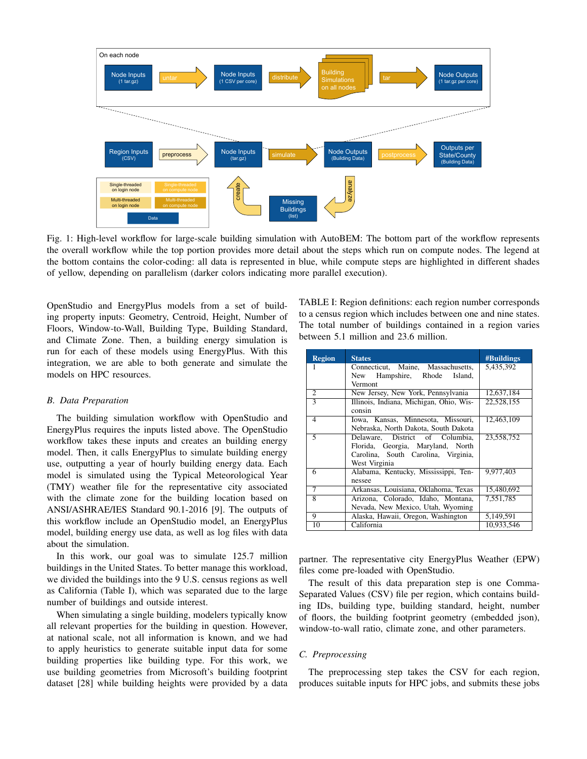Fig. 1: High-level workflow for large-scale building simulation with AutoBEM: The bottom part of the workflow represents the overall workflow while the top portion provides more detail about the steps which run on compute nodes. The legend at the bottom contains the color-coding: all data is represented in blue, while compute steps are highlighted in different shades of yellow, depending on parallelism (darker colors indicating more parallel execution).

OpenStudio and EnergyPlus models from a set of building property inputs: Geometry, Centroid, Height, Number of Floors, Window-to-Wall, Building Type, Building Standard, and Climate Zone. Then, a building energy simulation is run for each of these models using EnergyPlus. With this integration, we are able to both generate and simulate the models on HPC resources.

### B. Data Preparation

The building simulation workflow with OpenStudio and EnergyPlus requires the inputs listed above. The OpenStudio workflow takes these inputs and creates an building energy model. Then, it calls EnergyPlus to simulate building energy use, outputting a year of hourly building energy data. Each model is simulated using the Typical Meteorological Year (TMY) weather file for the representative city associated with the climate zone for the building location based on ANSI/ASHRAE/IES Standard 90.1-2016 [9]. The outputs of this workflow include an OpenStudio model, an EnergyPlus model, building energy use data, as well as log files with data about the simulation.

In this work, our goal was to simulate 125.7 million buildings in the United States. To better manage this workload, we divided the buildings into the 9 U.S. census regions as well as California (Table I), which was separated due to the large number of buildings and outside interest.

When simulating a single building, modelers typically know all relevant properties for the building in question. However, at national scale, not all information is known, and we had to apply heuristics to generate suitable input data for some building properties like building type. For this work, we use building geometries from Microsoft's building footprint dataset [28] while building heights were provided by a data partner. The representative city EnergyPlus Weather (EPW) files come pre-loaded with OpenStudio.

TABLE I: Region definitions: each region number corresponds to a census region which includes between one and nine states. The total number of buildings contained in a region varies between 5.1 million and 23.6 million.

| Region | States | #Buildings |
|---|---|---|
| 1 | Connecticut, Maine, Massachusetts, New Hampshire, Rhode Island, Vermont | 5,435,392 |
| 2 | New Jersey, New York, Pennsylvania | 12,637,184 |
| 3 | Illinois, Indiana, Michigan, Ohio, Wisconsin | 22,528,155 |
| 4 | Iowa, Kansas, Minnesota, Missouri, Nebraska, North Dakota, South Dakota | 12,463,109 |
| 5 | Delaware, District of Columbia, Florida, Georgia, Maryland, North Carolina, South Carolina, Virginia, West Virginia | 23,558,752 |
| 6 | Alabama, Kentucky, Mississippi, Tennessee | 9,977,403 |
| 7 | Arkansas, Louisiana, Oklahoma, Texas | 15,480,692 |
| 8 | Arizona, Colorado, Idaho, Montana, Nevada, New Mexico, Utah, Wyoming | 7,551,785 |
| 9 | Alaska, Hawaii, Oregon, Washington | 5,149,591 |
| 10 | California | 10,933,546 |

The result of this data preparation step is one Comma-Separated Values (CSV) file per region, which contains building IDs, building type, building standard, height, number of floors, the building footprint geometry (embedded json), window-to-wall ratio, climate zone, and other parameters.

### C. Preprocessing

The preprocessing step takes the CSV for each region, produces suitable inputs for HPC jobs, and submits these jobs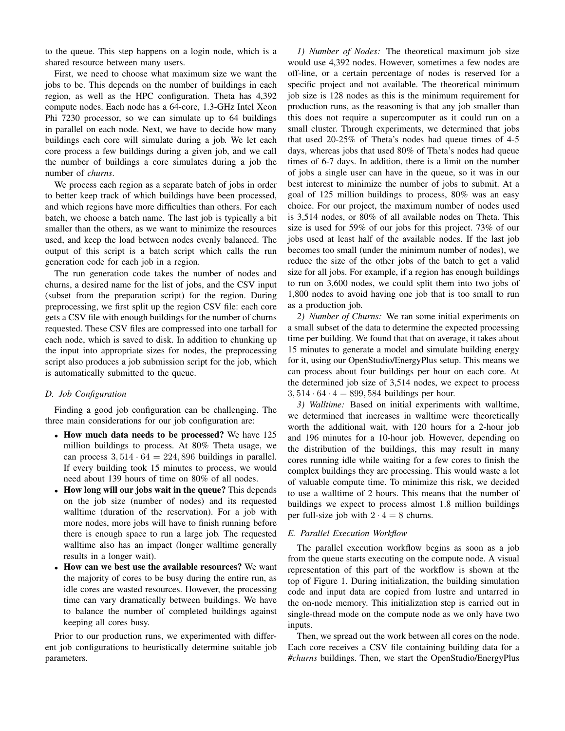to the queue. This step happens on a login node, which is a shared resource between many users.

First, we need to choose what maximum size we want the jobs to be. This depends on the number of buildings in each region, as well as the HPC configuration. Theta has 4,392 compute nodes. Each node has a 64-core, 1.3-GHz Intel Xeon Phi 7230 processor, so we can simulate up to 64 buildings in parallel on each node. Next, we have to decide how many buildings each core will simulate during a job. We let each core process a few buildings during a given job, and we call the number of buildings a core simulates during a job the number of *churns*.

We process each region as a separate batch of jobs in order to better keep track of which buildings have been processed, and which regions have more difficulties than others. For each batch, we choose a batch name. The last job is typically a bit smaller than the others, as we want to minimize the resources used, and keep the load between nodes evenly balanced. The output of this script is a batch script which calls the run generation code for each job in a region.

The run generation code takes the number of nodes and churns, a desired name for the list of jobs, and the CSV input (subset from the preparation script) for the region. During preprocessing, we first split up the region CSV file: each core gets a CSV file with enough buildings for the number of churns requested. These CSV files are compressed into one tarball for each node, which is saved to disk. In addition to chunking up the input into appropriate sizes for nodes, the preprocessing script also produces a job submission script for the job, which is automatically submitted to the queue.

### D. Job Configuration

Finding a good job configuration can be challenging. The three main considerations for our job configuration are:

- **How much data needs to be processed?** We have 125 million buildings to process. At 80% Theta usage, we can process $3,514 \cdot 64 = 224,896$ buildings in parallel. If every building took 15 minutes to process, we would need about 139 hours of time on 80% of all nodes.
- **How long will our jobs wait in the queue?** This depends on the job size (number of nodes) and its requested walltime (duration of the reservation). For a job with more nodes, more jobs will have to finish running before there is enough space to run a large job. The requested walltime also has an impact (longer walltime generally results in a longer wait).
- **How can we best use the available resources?** We want the majority of cores to be busy during the entire run, as idle cores are wasted resources. However, the processing time can vary dramatically between buildings. We have to balance the number of completed buildings against keeping all cores busy.

Prior to our production runs, we experimented with different job configurations to heuristically determine suitable job parameters.

*1) Number of Nodes:* The theoretical maximum job size would use 4,392 nodes. However, sometimes a few nodes are off-line, or a certain percentage of nodes is reserved for a specific project and not available. The theoretical minimum job size is 128 nodes as this is the minimum requirement for production runs, as the reasoning is that any job smaller than this does not require a supercomputer as it could run on a small cluster. Through experiments, we determined that jobs that used 20-25% of Theta's nodes had queue times of 4-5 days, whereas jobs that used 80% of Theta's nodes had queue times of 6-7 days. In addition, there is a limit on the number of jobs a single user can have in the queue, so it was in our best interest to minimize the number of jobs to submit. At a goal of 125 million buildings to process, 80% was an easy choice. For our project, the maximum number of nodes used is 3,514 nodes, or 80% of all available nodes on Theta. This size is used for 59% of our jobs for this project. 73% of our jobs used at least half of the available nodes. If the last job becomes too small (under the minimum number of nodes), we reduce the size of the other jobs of the batch to get a valid size for all jobs. For example, if a region has enough buildings to run on 3,600 nodes, we could split them into two jobs of 1,800 nodes to avoid having one job that is too small to run as a production job.

*2) Number of Churns:* We ran some initial experiments on a small subset of the data to determine the expected processing time per building. We found that that on average, it takes about 15 minutes to generate a model and simulate building energy for it, using our OpenStudio/EnergyPlus setup. This means we can process about four buildings per hour on each core. At the determined job size of 3,514 nodes, we expect to process $3,514 \cdot 64 \cdot 4 = 899,584$ buildings per hour.

*3) Walltime:* Based on initial experiments with walltime, we determined that increases in walltime were theoretically worth the additional wait, with 120 hours for a 2-hour job and 196 minutes for a 10-hour job. However, depending on the distribution of the buildings, this may result in many cores running idle while waiting for a few cores to finish the complex buildings they are processing. This would waste a lot of valuable compute time. To minimize this risk, we decided to use a walltime of 2 hours. This means that the number of buildings we expect to process almost 1.8 million buildings per full-size job with $2 \cdot 4 = 8$ churns.

### E. Parallel Execution Workflow

The parallel execution workflow begins as soon as a job from the queue starts executing on the compute node. A visual representation of this part of the workflow is shown at the top of Figure 1. During initialization, the building simulation code and input data are copied from lustre and untarred in the on-node memory. This initialization step is carried out in single-thread mode on the compute node as we only have two inputs.

Then, we spread out the work between all cores on the node. Each core receives a CSV file containing building data for a *#churns* buildings. Then, we start the OpenStudio/EnergyPlus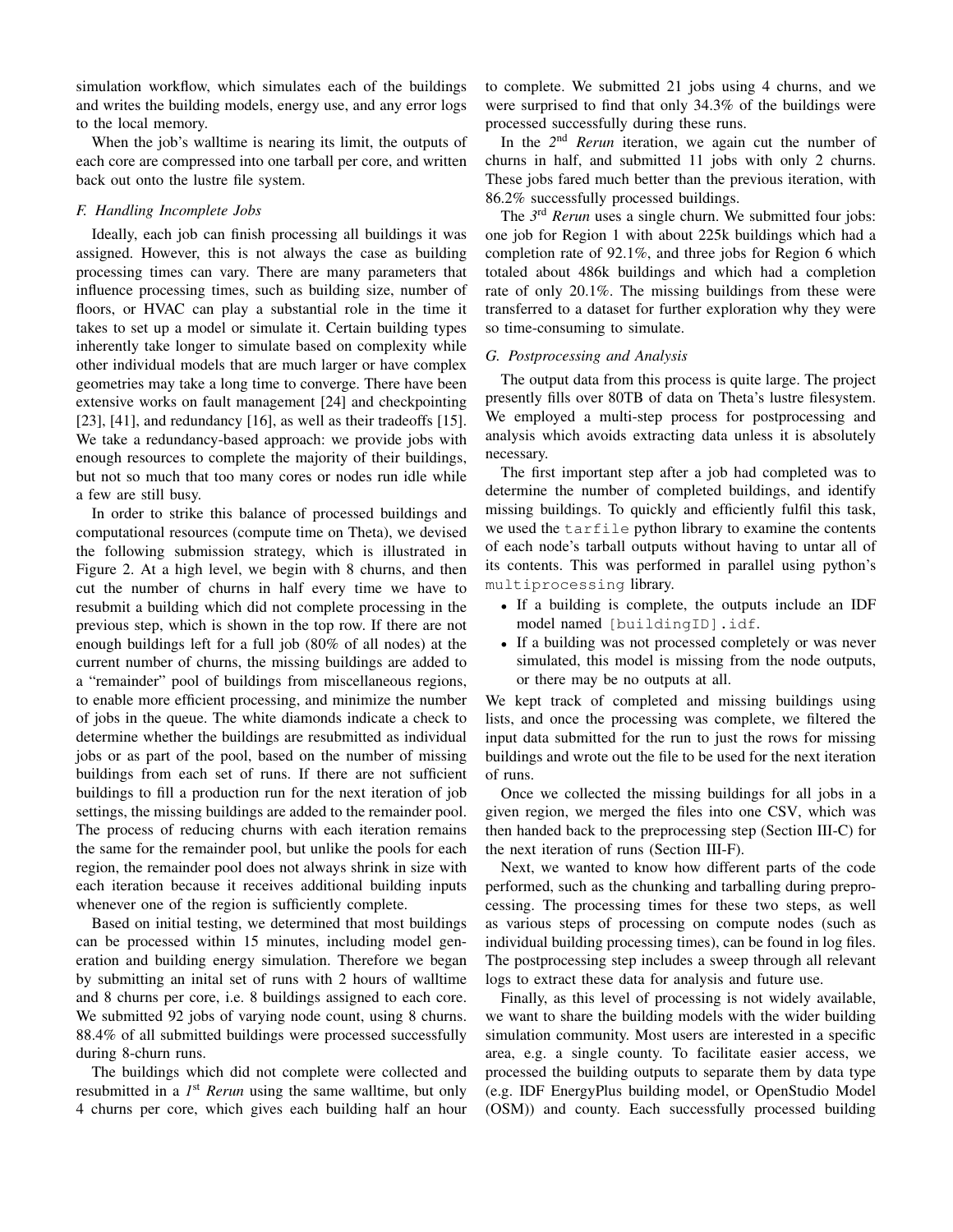simulation workflow, which simulates each of the buildings and writes the building models, energy use, and any error logs to the local memory.

When the job's walltime is nearing its limit, the outputs of each core are compressed into one tarball per core, and written back out onto the lustre file system.

### *F. Handling Incomplete Jobs*

Ideally, each job can finish processing all buildings it was assigned. However, this is not always the case as building processing times can vary. There are many parameters that influence processing times, such as building size, number of floors, or HVAC can play a substantial role in the time it takes to set up a model or simulate it. Certain building types inherently take longer to simulate based on complexity while other individual models that are much larger or have complex geometries may take a long time to converge. There have been extensive works on fault management [24] and checkpointing [23], [41], and redundancy [16], as well as their tradeoffs [15]. We take a redundancy-based approach: we provide jobs with enough resources to complete the majority of their buildings, but not so much that too many cores or nodes run idle while a few are still busy.

In order to strike this balance of processed buildings and computational resources (compute time on Theta), we devised the following submission strategy, which is illustrated in Figure 2. At a high level, we begin with 8 churns, and then cut the number of churns in half every time we have to resubmit a building which did not complete processing in the previous step, which is shown in the top row. If there are not enough buildings left for a full job (80% of all nodes) at the current number of churns, the missing buildings are added to a "remainder" pool of buildings from miscellaneous regions, to enable more efficient processing, and minimize the number of jobs in the queue. The white diamonds indicate a check to determine whether the buildings are resubmitted as individual jobs or as part of the pool, based on the number of missing buildings from each set of runs. If there are not sufficient buildings to fill a production run for the next iteration of job settings, the missing buildings are added to the remainder pool. The process of reducing churns with each iteration remains the same for the remainder pool, but unlike the pools for each region, the remainder pool does not always shrink in size with each iteration because it receives additional building inputs whenever one of the region is sufficiently complete.

Based on initial testing, we determined that most buildings can be processed within 15 minutes, including model generation and building energy simulation. Therefore we began by submitting an inital set of runs with 2 hours of walltime and 8 churns per core, i.e. 8 buildings assigned to each core. We submitted 92 jobs of varying node count, using 8 churns. 88.4% of all submitted buildings were processed successfully during 8-churn runs.

The buildings which did not complete were collected and resubmitted in a *1st Rerun* using the same walltime, but only 4 churns per core, which gives each building half an hour to complete. We submitted 21 jobs using 4 churns, and we were surprised to find that only 34.3% of the buildings were processed successfully during these runs.

In the *2nd Rerun* iteration, we again cut the number of churns in half, and submitted 11 jobs with only 2 churns. These jobs fared much better than the previous iteration, with 86.2% successfully processed buildings.

The *3rd Rerun* uses a single churn. We submitted four jobs: one job for Region 1 with about 225k buildings which had a completion rate of 92.1%, and three jobs for Region 6 which totaled about 486k buildings and which had a completion rate of only 20.1%. The missing buildings from these were transferred to a dataset for further exploration why they were so time-consuming to simulate.

### *G. Postprocessing and Analysis*

The output data from this process is quite large. The project presently fills over 80TB of data on Theta's lustre filesystem. We employed a multi-step process for postprocessing and analysis which avoids extracting data unless it is absolutely necessary.

The first important step after a job had completed was to determine the number of completed buildings, and identify missing buildings. To quickly and efficiently fulfil this task, we used the `tarfile` python library to examine the contents of each node's tarball outputs without having to untar all of its contents. This was performed in parallel using python's `multiprocessing` library.

- If a building is complete, the outputs include an IDF model named `[buildingID].idf`.
- If a building was not processed completely or was never simulated, this model is missing from the node outputs, or there may be no outputs at all.

We kept track of completed and missing buildings using lists, and once the processing was complete, we filtered the input data submitted for the run to just the rows for missing buildings and wrote out the file to be used for the next iteration of runs.

Once we collected the missing buildings for all jobs in a given region, we merged the files into one CSV, which was then handed back to the preprocessing step (Section III-C) for the next iteration of runs (Section III-F).

Next, we wanted to know how different parts of the code performed, such as the chunking and tarballing during preprocessing. The processing times for these two steps, as well as various steps of processing on compute nodes (such as individual building processing times), can be found in log files. The postprocessing step includes a sweep through all relevant logs to extract these data for analysis and future use.

Finally, as this level of processing is not widely available, we want to share the building models with the wider building simulation community. Most users are interested in a specific area, e.g. a single county. To facilitate easier access, we processed the building outputs to separate them by data type (e.g. IDF EnergyPlus building model, or OpenStudio Model (OSM)) and county. Each successfully processed building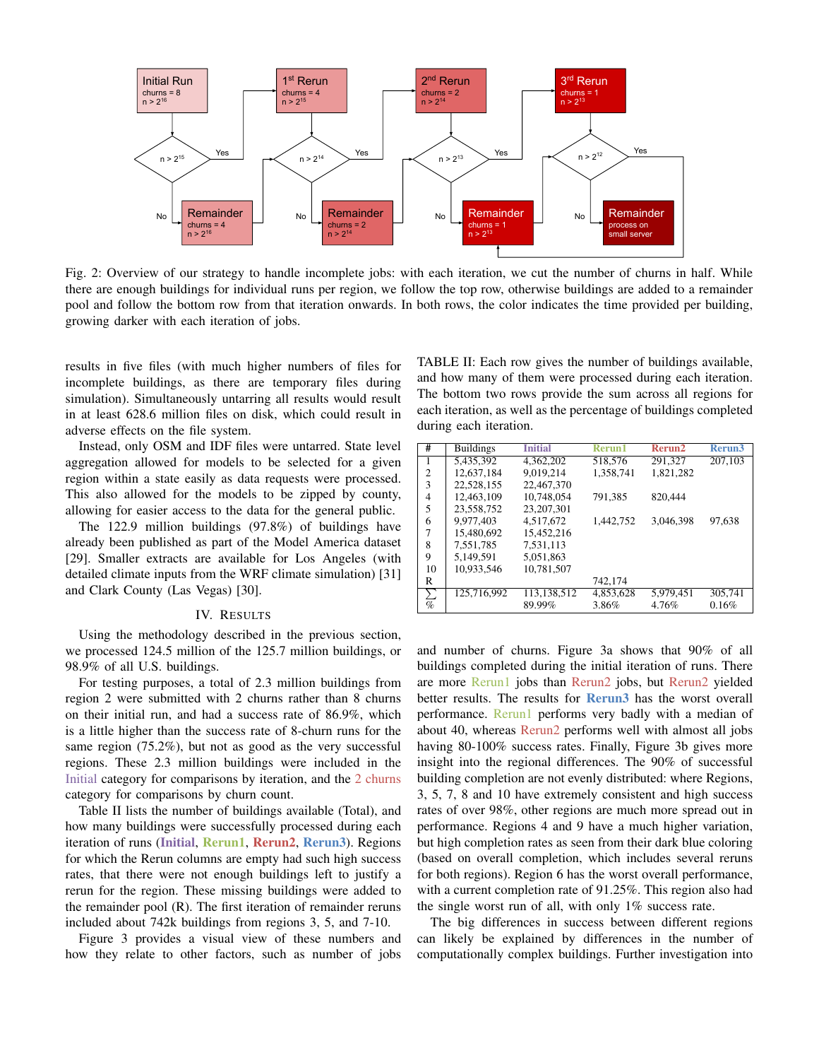Fig. 2: Overview of our strategy to handle incomplete jobs: with each iteration, we cut the number of churns in half. While there are enough buildings for individual runs per region, we follow the top row, otherwise buildings are added to a remainder pool and follow the bottom row from that iteration onwards. In both rows, the color indicates the time provided per building, growing darker with each iteration of jobs.

results in five files (with much higher numbers of files for incomplete buildings, as there are temporary files during simulation). Simultaneously untarring all results would result in at least 628.6 million files on disk, which could result in adverse effects on the file system.

Instead, only OSM and IDF files were untarred. State level aggregation allowed for models to be selected for a given region within a state easily as data requests were processed. This also allowed for the models to be zipped by county, allowing for easier access to the data for the general public.

The 122.9 million buildings (97.8%) of buildings have already been published as part of the Model America dataset [29]. Smaller extracts are available for Los Angeles (with detailed climate inputs from the WRF climate simulation) [31] and Clark County (Las Vegas) [30].

## IV. Results

Using the methodology described in the previous section, we processed 124.5 million of the 125.7 million buildings, or 98.9% of all U.S. buildings.

For testing purposes, a total of 2.3 million buildings from region 2 were submitted with 2 churns rather than 8 churns on their initial run, and had a success rate of 86.9%, which is a little higher than the success rate of 8-churn runs for the same region (75.2%), but not as good as the very successful regions. These 2.3 million buildings were included in the Initial category for comparisons by iteration, and the 2 churns category for comparisons by churn count.

Table II lists the number of buildings available (Total), and how many buildings were successfully processed during each iteration of runs (**Initial**, **Rerun1**, **Rerun2**, **Rerun3**). Regions for which the Rerun columns are empty had such high success rates, that there were not enough buildings left to justify a rerun for the region. These missing buildings were added to the remainder pool (R). The first iteration of remainder reruns included about 742k buildings from regions 3, 5, and 7-10.

Figure 3 provides a visual view of these numbers and how they relate to other factors, such as number of jobs and number of churns. Figure 3a shows that 90% of all buildings completed during the initial iteration of runs. There are more Rerun1 jobs than Rerun2 jobs, but Rerun2 yielded better results. The results for **Rerun3** has the worst overall performance. Rerun1 performs very badly with a median of about 40, whereas Rerun2 performs well with almost all jobs having 80-100% success rates. Finally, Figure 3b gives more insight into the regional differences. The 90% of successful building completion are not evenly distributed: where Regions, 3, 5, 7, 8 and 10 have extremely consistent and high success rates of over 98%, other regions are much more spread out in performance. Regions 4 and 9 have a much higher variation, but high completion rates as seen from their dark blue coloring (based on overall completion, which includes several reruns for both regions). Region 6 has the worst overall performance, with a current completion rate of 91.25%. This region also had the single worst run of all, with only 1% success rate.

The big differences in success between different regions can likely be explained by differences in the number of computationally complex buildings. Further investigation into

TABLE II: Each row gives the number of buildings available, and how many of them were processed during each iteration. The bottom two rows provide the sum across all regions for each iteration, as well as the percentage of buildings completed during each iteration.

| # | Buildings | Initial | Rerun1 | Rerun2 | Rerun3 |
|---|---|---|---|---|---|
| 1 | 5,435,392 | 4,362,202 | 518,576 | 291,327 | 207,103 |
| 2 | 12,637,184 | 9,019,214 | 1,358,741 | 1,821,282 | |
| 3 | 22,528,155 | 22,467,370 | | | |
| 4 | 12,463,109 | 10,748,054 | 791,385 | 820,444 | |
| 5 | 23,558,752 | 23,207,301 | | | |
| 6 | 9,977,403 | 4,517,672 | 1,442,752 | 3,046,398 | 97,638 |
| 7 | 15,480,692 | 15,452,216 | | | |
| 8 | 7,551,785 | 7,531,113 | | | |
| 9 | 5,149,591 | 5,051,863 | | | |
| 10 | 10,933,546 | 10,781,507 | | | |
| R | | | 742,174 | | |
| $\sum$ | 125,716,992 | 113,138,512 | 4,853,628 | 5,979,451 | 305,741 |
| % | | 89.99% | 3.86% | 4.76% | 0.16% |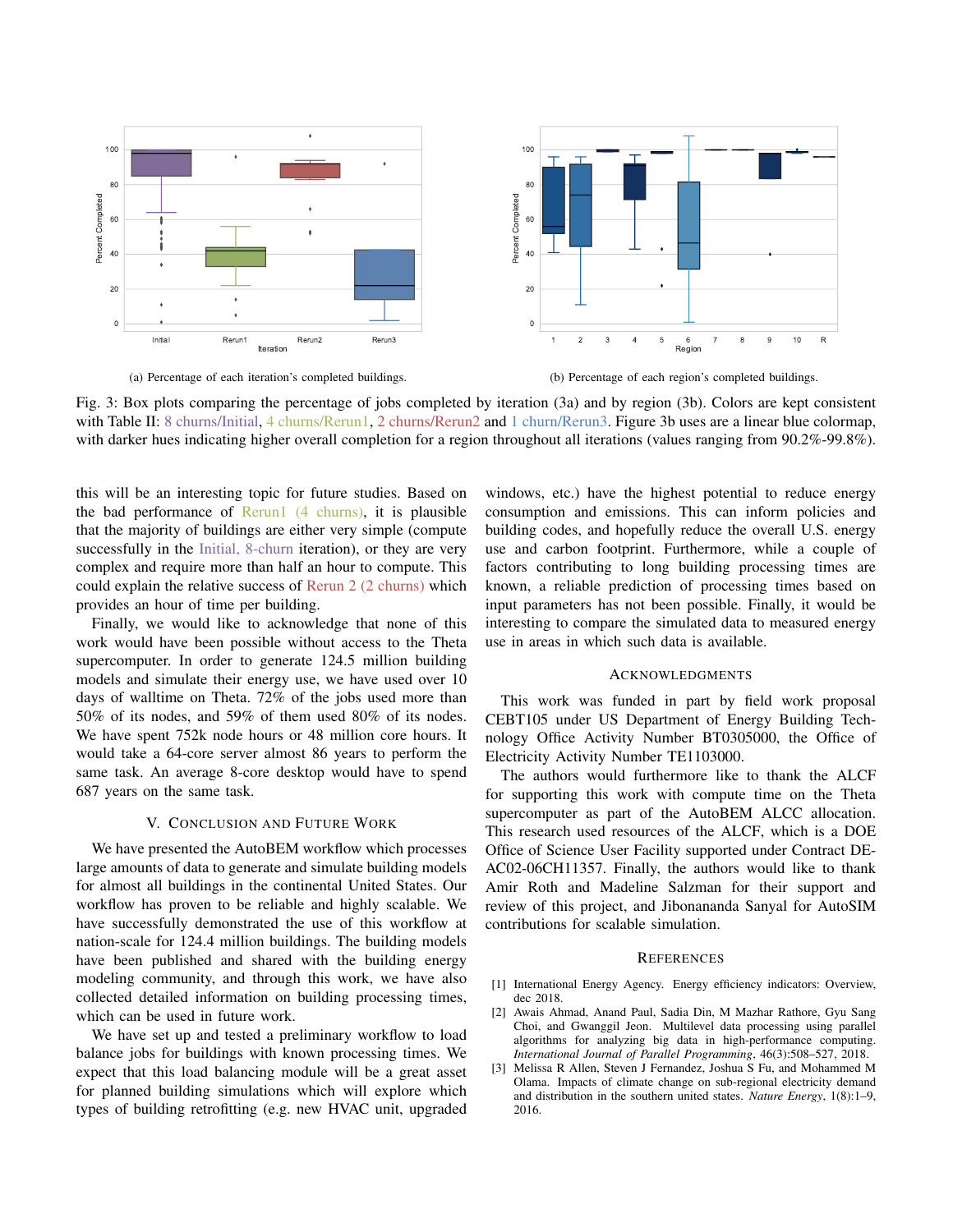(a) Percentage of each iteration's completed buildings.

(b) Percentage of each region's completed buildings.

Fig. 3: Box plots comparing the percentage of jobs completed by iteration (3a) and by region (3b). Colors are kept consistent with Table II: 8 churns/Initial, 4 churns/Rerun1, 2 churns/Rerun2 and 1 churn/Rerun3. Figure 3b uses are a linear blue colormap, with darker hues indicating higher overall completion for a region throughout all iterations (values ranging from 90.2%-99.8%).

this will be an interesting topic for future studies. Based on the bad performance of Rerun1 (4 churns), it is plausible that the majority of buildings are either very simple (compute successfully in the Initial, 8-churn iteration), or they are very complex and require more than half an hour to compute. This could explain the relative success of Rerun 2 (2 churns) which provides an hour of time per building.

Finally, we would like to acknowledge that none of this work would have been possible without access to the Theta supercomputer. In order to generate 124.5 million building models and simulate their energy use, we have used over 10 days of walltime on Theta. 72% of the jobs used more than 50% of its nodes, and 59% of them used 80% of its nodes. We have spent 752k node hours or 48 million core hours. It would take a 64-core server almost 86 years to perform the same task. An average 8-core desktop would have to spend 687 years on the same task.

## V. Conclusion and Future Work

We have presented the AutoBEM workflow which processes large amounts of data to generate and simulate building models for almost all buildings in the continental United States. Our workflow has proven to be reliable and highly scalable. We have successfully demonstrated the use of this workflow at nation-scale for 124.4 million buildings. The building models have been published and shared with the building energy modeling community, and through this work, we have also collected detailed information on building processing times, which can be used in future work.

We have set up and tested a preliminary workflow to load balance jobs for buildings with known processing times. We expect that this load balancing module will be a great asset for planned building simulations which will explore which types of building retrofitting (e.g. new HVAC unit, upgraded windows, etc.) have the highest potential to reduce energy consumption and emissions. This can inform policies and building codes, and hopefully reduce the overall U.S. energy use and carbon footprint. Furthermore, while a couple of factors contributing to long building processing times are known, a reliable prediction of processing times based on input parameters has not been possible. Finally, it would be interesting to compare the simulated data to measured energy use in areas in which such data is available.

## Acknowledgments

This work was funded in part by field work proposal CEBT105 under US Department of Energy Building Technology Office Activity Number BT0305000, the Office of Electricity Activity Number TE1103000.

The authors would furthermore like to thank the ALCF for supporting this work with compute time on the Theta supercomputer as part of the AutoBEM ALCC allocation. This research used resources of the ALCF, which is a DOE Office of Science User Facility supported under Contract DE-AC02-06CH11357. Finally, the authors would like to thank Amir Roth and Madeline Salzman for their support and review of this project, and Jibonananda Sanyal for AutoSIM contributions for scalable simulation.

## References

[1] International Energy Agency. Energy efficiency indicators: Overview, dec 2018.

[2] Awais Ahmad, Anand Paul, Sadia Din, M Mazhar Rathore, Gyu Sang Choi, and Gwanggil Jeon. Multilevel data processing using parallel algorithms for analyzing big data in high-performance computing. *International Journal of Parallel Programming*, 46(3):508–527, 2018.

[3] Melissa R Allen, Steven J Fernandez, Joshua S Fu, and Mohammed M Olama. Impacts of climate change on sub-regional electricity demand and distribution in the southern united states. *Nature Energy*, 1(8):1–9, 2016.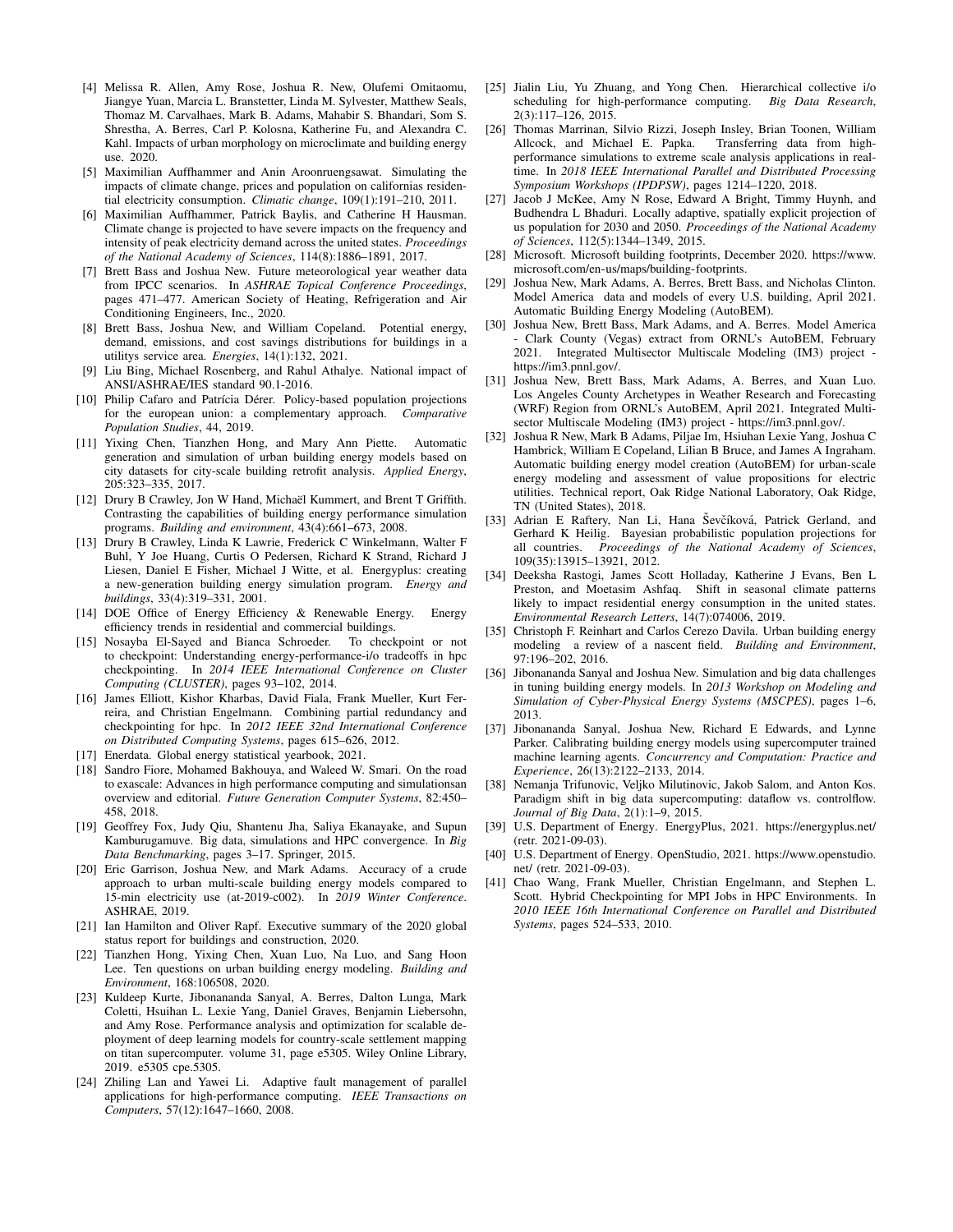[4] Melissa R. Allen, Amy Rose, Joshua R. New, Olufemi Omitaomu, Jiangye Yuan, Marcia L. Branstetter, Linda M. Sylvester, Matthew Seals, Thomaz M. Carvalhaes, Mark B. Adams, Mahabir S. Bhandari, Som S. Shrestha, A. Berres, Carl P. Kolosna, Katherine Fu, and Alexandra C. Kahl. Impacts of urban morphology on microclimate and building energy use. 2020.

[5] Maximilian Auffhammer and Anin Aroonruengsawat. Simulating the impacts of climate change, prices and population on californias residential electricity consumption. *Climatic change*, 109(1):191–210, 2011.

[6] Maximilian Auffhammer, Patrick Baylis, and Catherine H Hausman. Climate change is projected to have severe impacts on the frequency and intensity of peak electricity demand across the united states. *Proceedings of the National Academy of Sciences*, 114(8):1886–1891, 2017.

[7] Brett Bass and Joshua New. Future meteorological year weather data from IPCC scenarios. In *ASHRAE Topical Conference Proceedings*, pages 471–477. American Society of Heating, Refrigeration and Air Conditioning Engineers, Inc., 2020.

[8] Brett Bass, Joshua New, and William Copeland. Potential energy, demand, emissions, and cost savings distributions for buildings in a utilitys service area. *Energies*, 14(1):132, 2021.

[9] Liu Bing, Michael Rosenberg, and Rahul Athalye. National impact of ANSI/ASHRAE/IES standard 90.1-2016.

[10] Philip Cafaro and Patrícia Dérer. Policy-based population projections for the european union: a complementary approach. *Comparative Population Studies*, 44, 2019.

[11] Yixing Chen, Tianzhen Hong, and Mary Ann Piette. Automatic generation and simulation of urban building energy models based on city datasets for city-scale building retrofit analysis. *Applied Energy*, 205:323–335, 2017.

[12] Drury B Crawley, Jon W Hand, Michaël Kummert, and Brent T Griffith. Contrasting the capabilities of building energy performance simulation programs. *Building and environment*, 43(4):661–673, 2008.

[13] Drury B Crawley, Linda K Lawrie, Frederick C Winkelmann, Walter F Buhl, Y Joe Huang, Curtis O Pedersen, Richard K Strand, Richard J Liesen, Daniel E Fisher, Michael J Witte, et al. Energyplus: creating a new-generation building energy simulation program. *Energy and buildings*, 33(4):319–331, 2001.

[14] DOE Office of Energy Efficiency & Renewable Energy. Energy efficiency trends in residential and commercial buildings.

[15] Nosayba El-Sayed and Bianca Schroeder. To checkpoint or not to checkpoint: Understanding energy-performance-i/o tradeoffs in hpc checkpointing. In *2014 IEEE International Conference on Cluster Computing (CLUSTER)*, pages 93–102, 2014.

[16] James Elliott, Kishor Kharbas, David Fiala, Frank Mueller, Kurt Ferreira, and Christian Engelmann. Combining partial redundancy and checkpointing for hpc. In *2012 IEEE 32nd International Conference on Distributed Computing Systems*, pages 615–626, 2012.

[17] Enerdata. Global energy statistical yearbook, 2021.

[18] Sandro Fiore, Mohamed Bakhouya, and Waleed W. Smari. On the road to exascale: Advances in high performance computing and simulationsan overview and editorial. *Future Generation Computer Systems*, 82:450–458, 2018.

[19] Geoffrey Fox, Judy Qiu, Shantenu Jha, Saliya Ekanayake, and Supun Kamburugamuve. Big data, simulations and HPC convergence. In *Big Data Benchmarking*, pages 3–17. Springer, 2015.

[20] Eric Garrison, Joshua New, and Mark Adams. Accuracy of a crude approach to urban multi-scale building energy models compared to 15-min electricity use (at-2019-c002). In *2019 Winter Conference*. ASHRAE, 2019.

[21] Ian Hamilton and Oliver Rapf. Executive summary of the 2020 global status report for buildings and construction, 2020.

[22] Tianzhen Hong, Yixing Chen, Xuan Luo, Na Luo, and Sang Hoon Lee. Ten questions on urban building energy modeling. *Building and Environment*, 168:106508, 2020.

[23] Kuldeep Kurte, Jibonananda Sanyal, A. Berres, Dalton Lunga, Mark Coletti, Hsuihan L. Lexie Yang, Daniel Graves, Benjamin Liebersohn, and Amy Rose. Performance analysis and optimization for scalable deployment of deep learning models for country-scale settlement mapping on titan supercomputer. volume 31, page e5305. Wiley Online Library, 2019. e5305 cpe.5305.

[24] Zhiling Lan and Yawei Li. Adaptive fault management of parallel applications for high-performance computing. *IEEE Transactions on Computers*, 57(12):1647–1660, 2008.

[25] Jialin Liu, Yu Zhuang, and Yong Chen. Hierarchical collective i/o scheduling for high-performance computing. *Big Data Research*, 2(3):117–126, 2015.

[26] Thomas Marrinan, Silvio Rizzi, Joseph Insley, Brian Toonen, William Allcock, and Michael E. Papka. Transferring data from high-performance simulations to extreme scale analysis applications in real-time. In *2018 IEEE International Parallel and Distributed Processing Symposium Workshops (IPDPSW)*, pages 1214–1220, 2018.

[27] Jacob J McKee, Amy N Rose, Edward A Bright, Timmy Huynh, and Budhendra L Bhaduri. Locally adaptive, spatially explicit projection of us population for 2030 and 2050. *Proceedings of the National Academy of Sciences*, 112(5):1344–1349, 2015.

[28] Microsoft. Microsoft building footprints, December 2020. https://www.microsoft.com/en-us/maps/building-footprints.

[29] Joshua New, Mark Adams, A. Berres, Brett Bass, and Nicholas Clinton. Model America data and models of every U.S. building, April 2021. Automatic Building Energy Modeling (AutoBEM).

[30] Joshua New, Brett Bass, Mark Adams, and A. Berres. Model America - Clark County (Vegas) extract from ORNL's AutoBEM, February 2021. Integrated Multisector Multiscale Modeling (IM3) project - https://im3.pnnl.gov/.

[31] Joshua New, Brett Bass, Mark Adams, A. Berres, and Xuan Luo. Los Angeles County Archetypes in Weather Research and Forecasting (WRF) Region from ORNL's AutoBEM, April 2021. Integrated Multisector Multiscale Modeling (IM3) project - https://im3.pnnl.gov/.

[32] Joshua R New, Mark B Adams, Piljae Im, Hsiuhan Lexie Yang, Joshua C Hambrick, William E Copeland, Lilian B Bruce, and James A Ingraham. Automatic building energy model creation (AutoBEM) for urban-scale energy modeling and assessment of value propositions for electric utilities. Technical report, Oak Ridge National Laboratory, Oak Ridge, TN (United States), 2018.

[33] Adrian E Raftery, Nan Li, Hana Ševčíková, Patrick Gerland, and Gerhard K Heilig. Bayesian probabilistic population projections for all countries. *Proceedings of the National Academy of Sciences*, 109(35):13915–13921, 2012.

[34] Deeksha Rastogi, James Scott Holladay, Katherine J Evans, Ben L Preston, and Moetasim Ashfaq. Shift in seasonal climate patterns likely to impact residential energy consumption in the united states. *Environmental Research Letters*, 14(7):074006, 2019.

[35] Christoph F. Reinhart and Carlos Cerezo Davila. Urban building energy modeling a review of a nascent field. *Building and Environment*, 97:196–202, 2016.

[36] Jibonananda Sanyal and Joshua New. Simulation and big data challenges in tuning building energy models. In *2013 Workshop on Modeling and Simulation of Cyber-Physical Energy Systems (MSCPES)*, pages 1–6, 2013.

[37] Jibonananda Sanyal, Joshua New, Richard E Edwards, and Lynne Parker. Calibrating building energy models using supercomputer trained machine learning agents. *Concurrency and Computation: Practice and Experience*, 26(13):2122–2133, 2014.

[38] Nemanja Trifunovic, Veljko Milutinovic, Jakob Salom, and Anton Kos. Paradigm shift in big data supercomputing: dataflow vs. controlflow. *Journal of Big Data*, 2(1):1–9, 2015.

[39] U.S. Department of Energy. EnergyPlus, 2021. https://energyplus.net/ (retr. 2021-09-03).

[40] U.S. Department of Energy. OpenStudio, 2021. https://www.openstudio.net/ (retr. 2021-09-03).

[41] Chao Wang, Frank Mueller, Christian Engelmann, and Stephen L. Scott. Hybrid Checkpointing for MPI Jobs in HPC Environments. In *2010 IEEE 16th International Conference on Parallel and Distributed Systems*, pages 524–533, 2010.